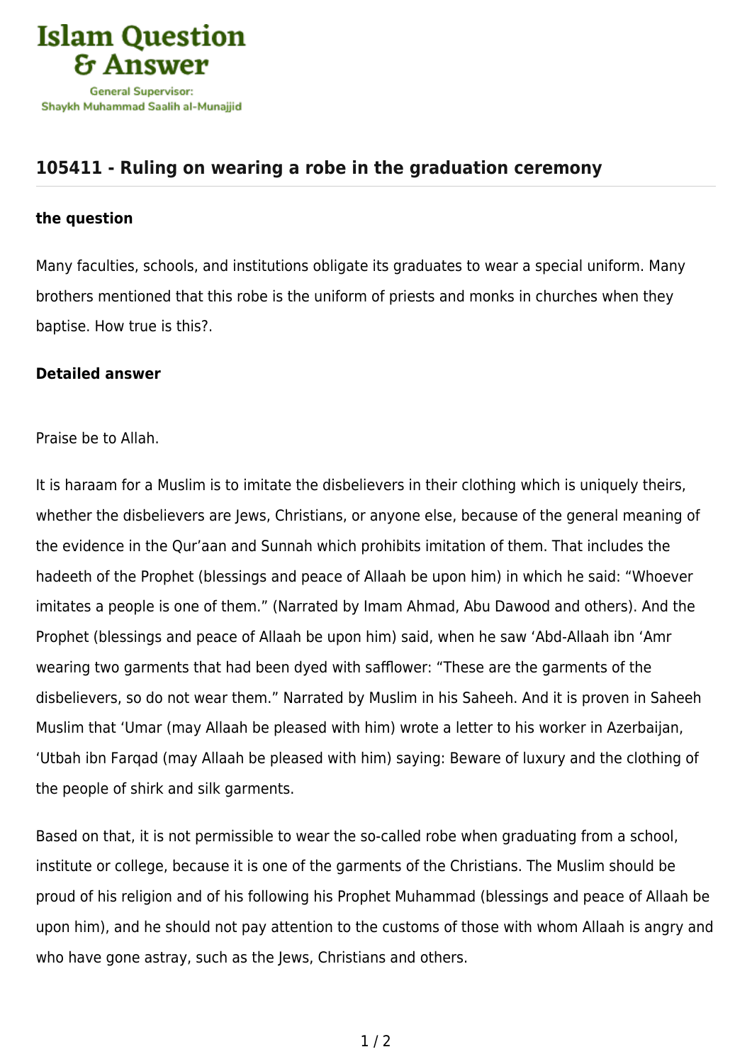# Islam Question & Answer

General Supervisor: Shaykh Muhammad Saalih al-Munajjid

## 105411 - Ruling on wearing a robe in the graduation ceremony

### the question

Many faculties, schools, and institutions obligate its graduates to wear a special uniform. Many brothers mentioned that this robe is the uniform of priests and monks in churches when they baptise. How true is this?.

### Detailed answer

Praise be to Allah.

It is haraam for a Muslim is to imitate the disbelievers in their clothing which is uniquely theirs, whether the disbelievers are Jews, Christians, or anyone else, because of the general meaning of the evidence in the Qur'aan and Sunnah which prohibits imitation of them. That includes the hadeeth of the Prophet (blessings and peace of Allaah be upon him) in which he said: "Whoever imitates a people is one of them." (Narrated by Imam Ahmad, Abu Dawood and others). And the Prophet (blessings and peace of Allaah be upon him) said, when he saw 'Abd-Allaah ibn 'Amr wearing two garments that had been dyed with safflower: "These are the garments of the disbelievers, so do not wear them." Narrated by Muslim in his Saheeh. And it is proven in Saheeh Muslim that 'Umar (may Allaah be pleased with him) wrote a letter to his worker in Azerbaijan, 'Utbah ibn Farqad (may Allaah be pleased with him) saying: Beware of luxury and the clothing of the people of shirk and silk garments.

Based on that, it is not permissible to wear the so-called robe when graduating from a school, institute or college, because it is one of the garments of the Christians. The Muslim should be proud of his religion and of his following his Prophet Muhammad (blessings and peace of Allaah be upon him), and he should not pay attention to the customs of those with whom Allaah is angry and who have gone astray, such as the Jews, Christians and others.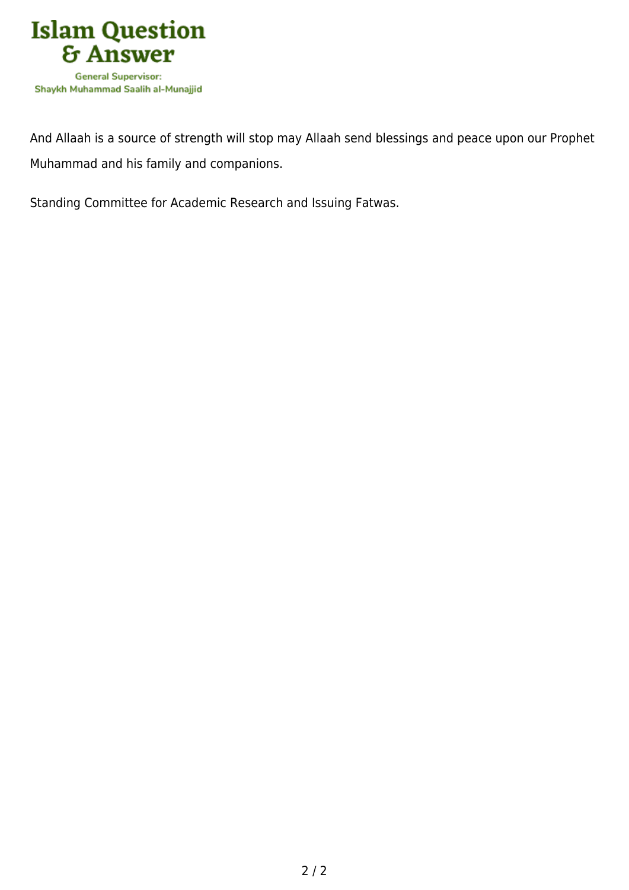And Allaah is a source of strength will stop may Allaah send blessings and peace upon our Prophet Muhammad and his family and companions.

Standing Committee for Academic Research and Issuing Fatwas.